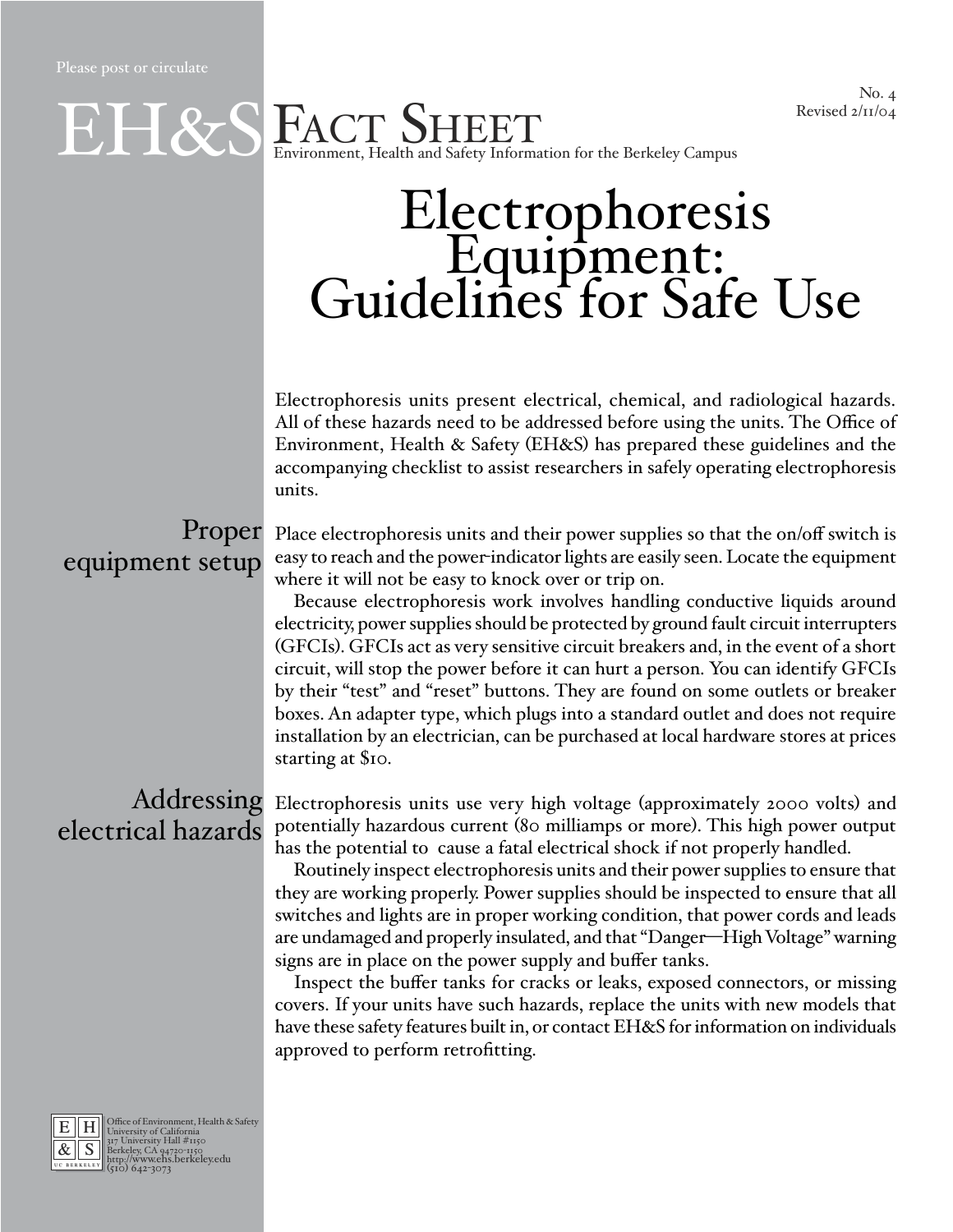Please post or circulate

No. 4
Revised 2/11/04

# EH&S Fact Sheet

Environment, Health and Safety Information for the Berkeley Campus

# Electrophoresis Equipment: Guidelines for Safe Use

Electrophoresis units present electrical, chemical, and radiological hazards. All of these hazards need to be addressed before using the units. The Office of Environment, Health & Safety (EH&S) has prepared these guidelines and the accompanying checklist to assist researchers in safely operating electrophoresis units.

## Proper equipment setup

Place electrophoresis units and their power supplies so that the on/off switch is easy to reach and the power-indicator lights are easily seen. Locate the equipment where it will not be easy to knock over or trip on.

Because electrophoresis work involves handling conductive liquids around electricity, power supplies should be protected by ground fault circuit interrupters (GFCIs). GFCIs act as very sensitive circuit breakers and, in the event of a short circuit, will stop the power before it can hurt a person. You can identify GFCIs by their "test" and "reset" buttons. They are found on some outlets or breaker boxes. An adapter type, which plugs into a standard outlet and does not require installation by an electrician, can be purchased at local hardware stores at prices starting at $10.

## Addressing electrical hazards

Electrophoresis units use very high voltage (approximately 2000 volts) and potentially hazardous current (80 milliamps or more). This high power output has the potential to cause a fatal electrical shock if not properly handled.

Routinely inspect electrophoresis units and their power supplies to ensure that they are working properly. Power supplies should be inspected to ensure that all switches and lights are in proper working condition, that power cords and leads are undamaged and properly insulated, and that "Danger—High Voltage" warning signs are in place on the power supply and buffer tanks.

Inspect the buffer tanks for cracks or leaks, exposed connectors, or missing covers. If your units have such hazards, replace the units with new models that have these safety features built in, or contact EH&S for information on individuals approved to perform retrofitting.

Office of Environment, Health & Safety
University of California
317 University Hall #1150
Berkeley, CA 94720-1150
http://www.ehs.berkeley.edu
(510) 642-3073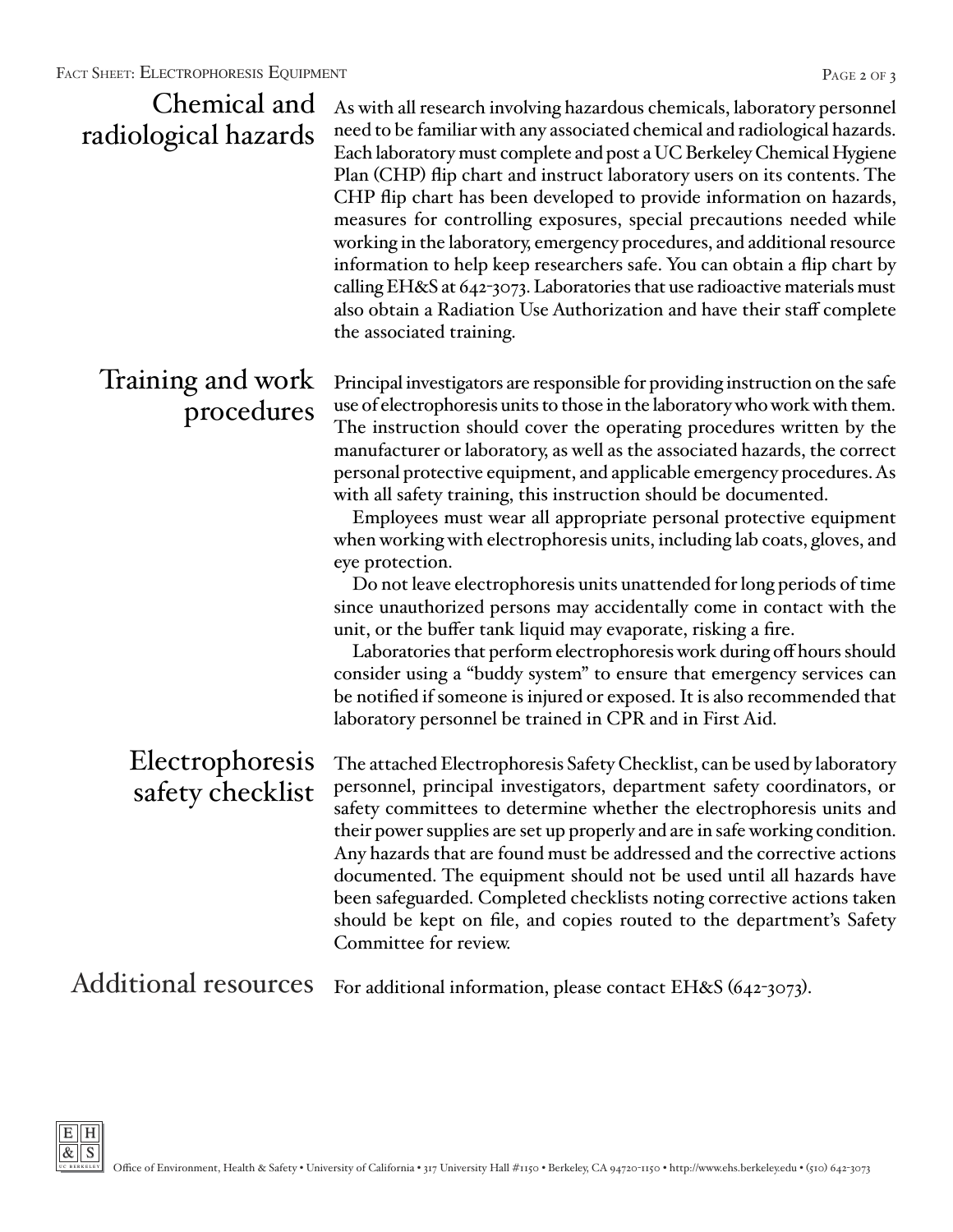## Chemical and radiological hazards

As with all research involving hazardous chemicals, laboratory personnel need to be familiar with any associated chemical and radiological hazards. Each laboratory must complete and post a UC Berkeley Chemical Hygiene Plan (CHP) flip chart and instruct laboratory users on its contents. The CHP flip chart has been developed to provide information on hazards, measures for controlling exposures, special precautions needed while working in the laboratory, emergency procedures, and additional resource information to help keep researchers safe. You can obtain a flip chart by calling EH&S at 642-3073. Laboratories that use radioactive materials must also obtain a Radiation Use Authorization and have their staff complete the associated training.

## Training and work procedures

Principal investigators are responsible for providing instruction on the safe use of electrophoresis units to those in the laboratory who work with them. The instruction should cover the operating procedures written by the manufacturer or laboratory, as well as the associated hazards, the correct personal protective equipment, and applicable emergency procedures. As with all safety training, this instruction should be documented.

Employees must wear all appropriate personal protective equipment when working with electrophoresis units, including lab coats, gloves, and eye protection.

Do not leave electrophoresis units unattended for long periods of time since unauthorized persons may accidentally come in contact with the unit, or the buffer tank liquid may evaporate, risking a fire.

Laboratories that perform electrophoresis work during off hours should consider using a "buddy system" to ensure that emergency services can be notified if someone is injured or exposed. It is also recommended that laboratory personnel be trained in CPR and in First Aid.

## Electrophoresis safety checklist

The attached Electrophoresis Safety Checklist, can be used by laboratory personnel, principal investigators, department safety coordinators, or safety committees to determine whether the electrophoresis units and their power supplies are set up properly and are in safe working condition. Any hazards that are found must be addressed and the corrective actions documented. The equipment should not be used until all hazards have been safeguarded. Completed checklists noting corrective actions taken should be kept on file, and copies routed to the department's Safety Committee for review.

## Additional resources

For additional information, please contact EH&S (642-3073).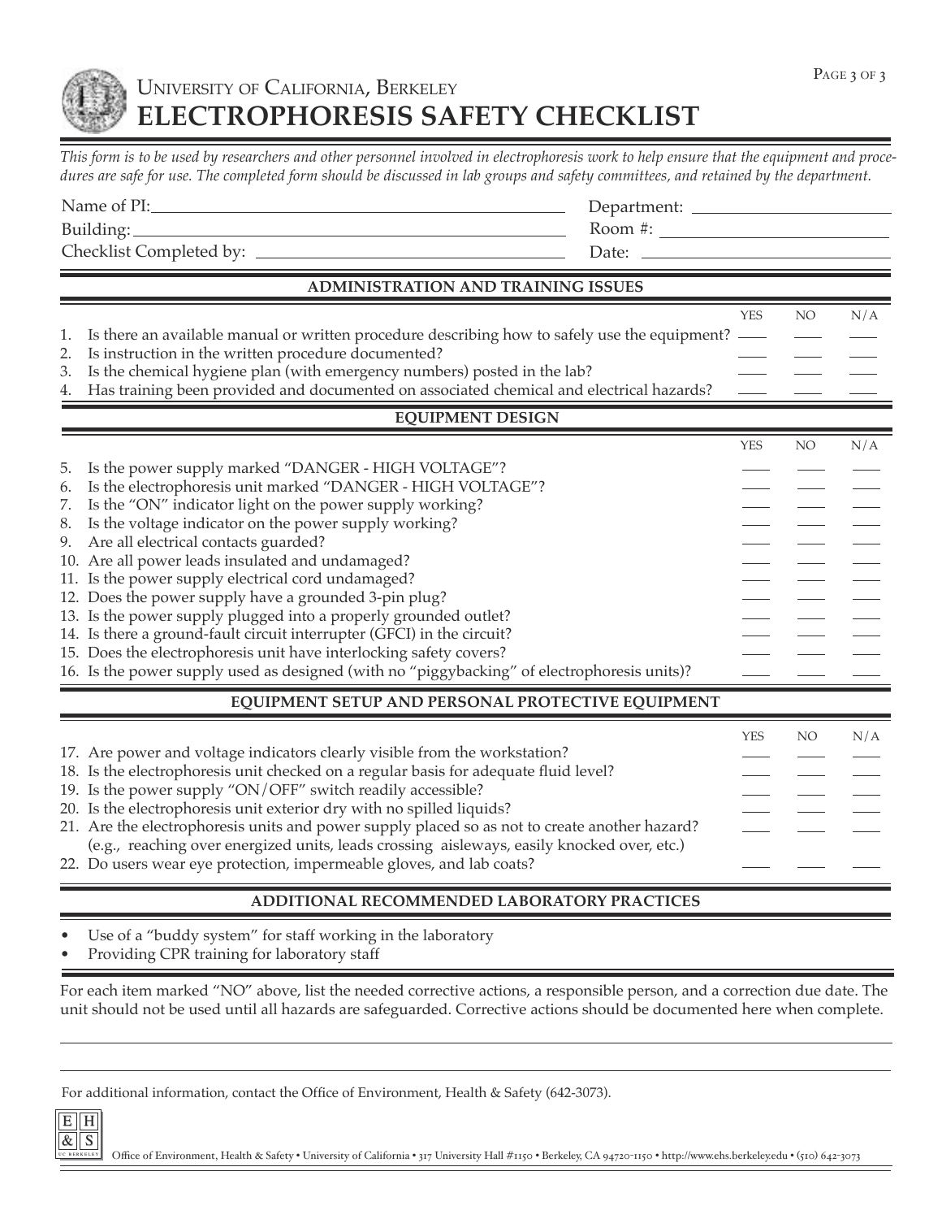University of California, Berkeley

# ELECTROPHORESIS SAFETY CHECKLIST

*This form is to be used by researchers and other personnel involved in electrophoresis work to help ensure that the equipment and procedures are safe for use. The completed form should be discussed in lab groups and safety committees, and retained by the department.*

Name of PI: ____________________ Department: ____________________

Building: ____________________ Room #: ____________________

Checklist Completed by: ____________________ Date: ____________________

## ADMINISTRATION AND TRAINING ISSUES

| | YES | NO | N/A |
|---|---|---|---|
| 1. Is there an available manual or written procedure describing how to safely use the equipment? | ___ | ___ | ___ |
| 2. Is instruction in the written procedure documented? | ___ | ___ | ___ |
| 3. Is the chemical hygiene plan (with emergency numbers) posted in the lab? | ___ | ___ | ___ |
| 4. Has training been provided and documented on associated chemical and electrical hazards? | ___ | ___ | ___ |

## EQUIPMENT DESIGN

| | YES | NO | N/A |
|---|---|---|---|
| 5. Is the power supply marked "DANGER - HIGH VOLTAGE"? | ___ | ___ | ___ |
| 6. Is the electrophoresis unit marked "DANGER - HIGH VOLTAGE"? | ___ | ___ | ___ |
| 7. Is the "ON" indicator light on the power supply working? | ___ | ___ | ___ |
| 8. Is the voltage indicator on the power supply working? | ___ | ___ | ___ |
| 9. Are all electrical contacts guarded? | ___ | ___ | ___ |
| 10. Are all power leads insulated and undamaged? | ___ | ___ | ___ |
| 11. Is the power supply electrical cord undamaged? | ___ | ___ | ___ |
| 12. Does the power supply have a grounded 3-pin plug? | ___ | ___ | ___ |
| 13. Is the power supply plugged into a properly grounded outlet? | ___ | ___ | ___ |
| 14. Is there a ground-fault circuit interrupter (GFCI) in the circuit? | ___ | ___ | ___ |
| 15. Does the electrophoresis unit have interlocking safety covers? | ___ | ___ | ___ |
| 16. Is the power supply used as designed (with no "piggybacking" of electrophoresis units)? | ___ | ___ | ___ |

## EQUIPMENT SETUP AND PERSONAL PROTECTIVE EQUIPMENT

| | YES | NO | N/A |
|---|---|---|---|
| 17. Are power and voltage indicators clearly visible from the workstation? | ___ | ___ | ___ |
| 18. Is the electrophoresis unit checked on a regular basis for adequate fluid level? | ___ | ___ | ___ |
| 19. Is the power supply "ON/OFF" switch readily accessible? | ___ | ___ | ___ |
| 20. Is the electrophoresis unit exterior dry with no spilled liquids? | ___ | ___ | ___ |
| 21. Are the electrophoresis units and power supply placed so as not to create another hazard? (e.g., reaching over energized units, leads crossing aisleways, easily knocked over, etc.) | ___ | ___ | ___ |
| 22. Do users wear eye protection, impermeable gloves, and lab coats? | ___ | ___ | ___ |

## ADDITIONAL RECOMMENDED LABORATORY PRACTICES

- Use of a "buddy system" for staff working in the laboratory
- Providing CPR training for laboratory staff

For each item marked "NO" above, list the needed corrective actions, a responsible person, and a correction due date. The unit should not be used until all hazards are safeguarded. Corrective actions should be documented here when complete.

________________________________________________________________________

________________________________________________________________________

For additional information, contact the Office of Environment, Health & Safety (642-3073).

EH&S UC BERKELEY

Office of Environment, Health & Safety • University of California • 317 University Hall #1150 • Berkeley, CA 94720-1150 • http://www.ehs.berkeley.edu • (510) 642-3073